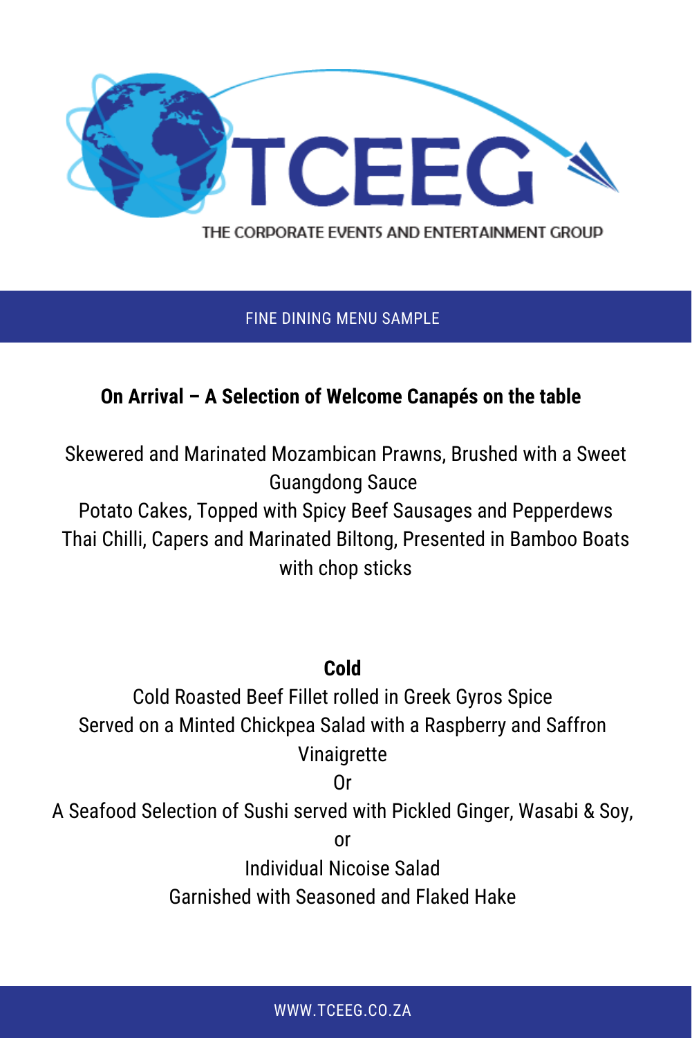# TCEEG

THE CORPORATE EVENTS AND ENTERTAINMENT GROUP

FINE DINING MENU SAMPLE

**On Arrival – A Selection of Welcome Canapés on the table**

Skewered and Marinated Mozambican Prawns, Brushed with a Sweet Guangdong Sauce

Potato Cakes, Topped with Spicy Beef Sausages and Pepperdews

Thai Chilli, Capers and Marinated Biltong, Presented in Bamboo Boats with chop sticks

**Cold**

Cold Roasted Beef Fillet rolled in Greek Gyros Spice

Served on a Minted Chickpea Salad with a Raspberry and Saffron Vinaigrette

Or

A Seafood Selection of Sushi served with Pickled Ginger, Wasabi & Soy,

or

Individual Nicoise Salad

Garnished with Seasoned and Flaked Hake

WWW.TCEEG.CO.ZA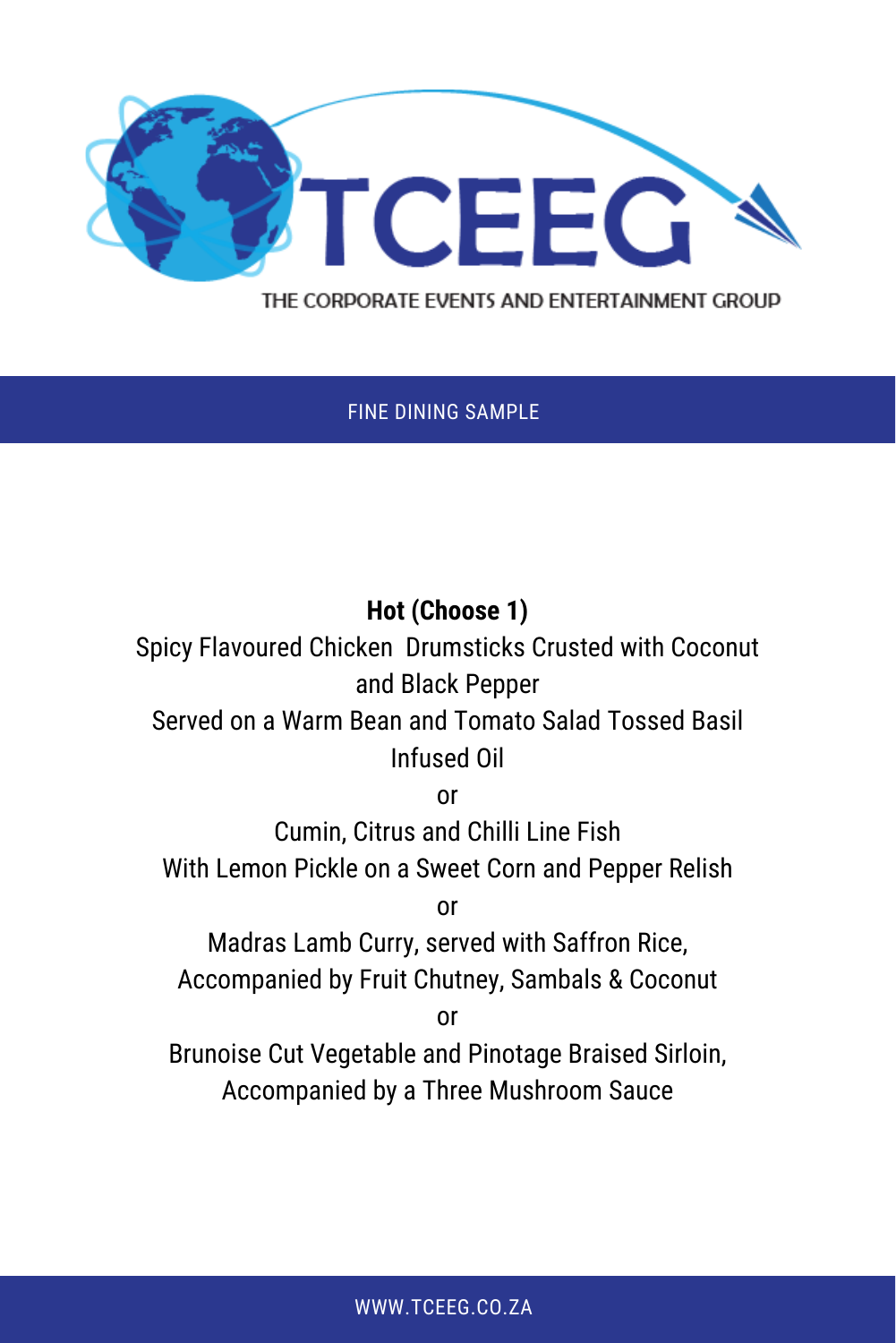THE CORPORATE EVENTS AND ENTERTAINMENT GROUP

FINE DINING SAMPLE

**Hot (Choose 1)**

Spicy Flavoured Chicken Drumsticks Crusted with Coconut and Black Pepper
Served on a Warm Bean and Tomato Salad Tossed Basil Infused Oil

or

Cumin, Citrus and Chilli Line Fish
With Lemon Pickle on a Sweet Corn and Pepper Relish

or

Madras Lamb Curry, served with Saffron Rice,
Accompanied by Fruit Chutney, Sambals & Coconut

or

Brunoise Cut Vegetable and Pinotage Braised Sirloin,
Accompanied by a Three Mushroom Sauce

WWW.TCEEG.CO.ZA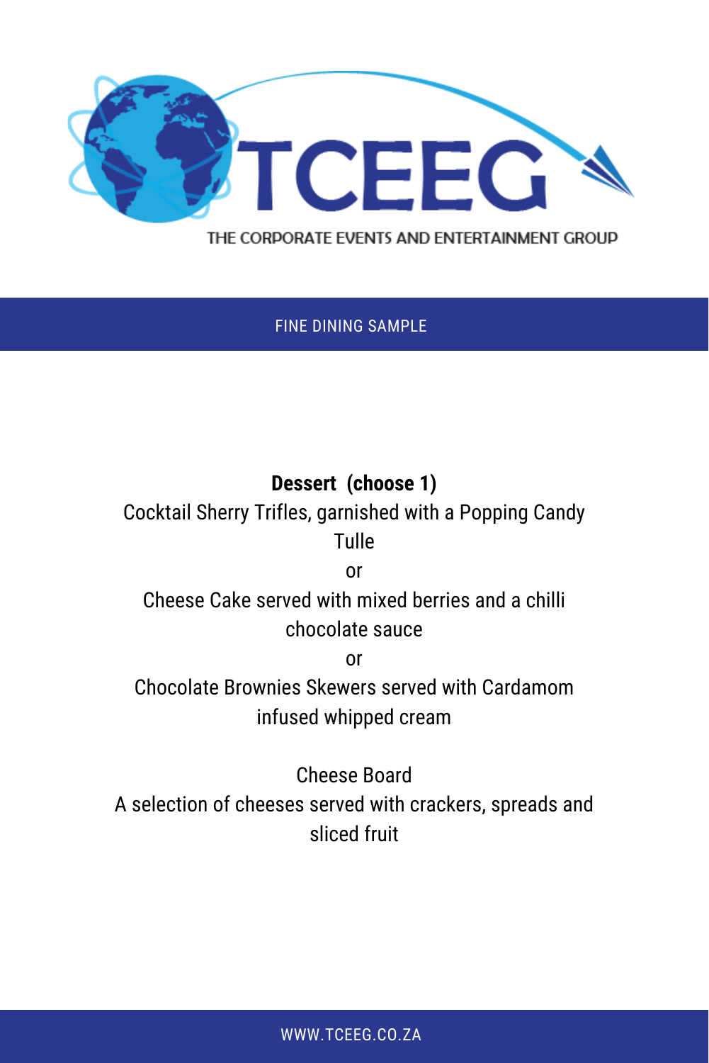TCEEG

THE CORPORATE EVENTS AND ENTERTAINMENT GROUP

FINE DINING SAMPLE

**Dessert (choose 1)**

Cocktail Sherry Trifles, garnished with a Popping Candy Tulle

or

Cheese Cake served with mixed berries and a chilli chocolate sauce

or

Chocolate Brownies Skewers served with Cardamom infused whipped cream

Cheese Board

A selection of cheeses served with crackers, spreads and sliced fruit

WWW.TCEEG.CO.ZA